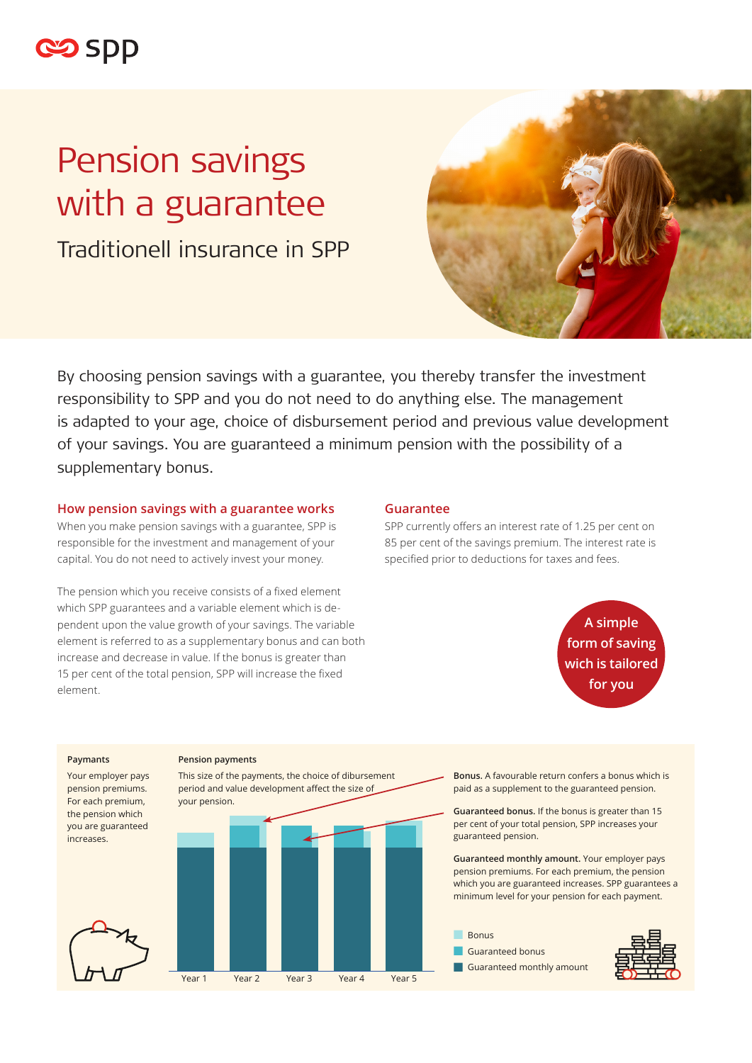# Pension savings with a guarantee

## Traditionell insurance in SPP

By choosing pension savings with a guarantee, you thereby transfer the investment responsibility to SPP and you do not need to do anything else. The management is adapted to your age, choice of disbursement period and previous value development of your savings. You are guaranteed a minimum pension with the possibility of a supplementary bonus.

### How pension savings with a guarantee works

When you make pension savings with a guarantee, SPP is responsible for the investment and management of your capital. You do not need to actively invest your money.

The pension which you receive consists of a fixed element which SPP guarantees and a variable element which is dependent upon the value growth of your savings. The variable element is referred to as a supplementary bonus and can both increase and decrease in value. If the bonus is greater than 15 per cent of the total pension, SPP will increase the fixed element.

### Guarantee

SPP currently offers an interest rate of 1.25 per cent on 85 per cent of the savings premium. The interest rate is specified prior to deductions for taxes and fees.

**A simple form of saving wich is tailored for you**

**Paymants**

Your employer pays pension premiums. For each premium, the pension which you are guaranteed increases.

**Pension payments**

This size of the payments, the choice of disbursement period and value development affect the size of your pension.

Year 1 | Year 2 | Year 3 | Year 4 | Year 5

**Bonus.** A favourable return confers a bonus which is paid as a supplement to the guaranteed pension.

**Guaranteed bonus.** If the bonus is greater than 15 per cent of your total pension, SPP increases your guaranteed pension.

**Guaranteed monthly amount.** Your employer pays pension premiums. For each premium, the pension which you are guaranteed increases. SPP guarantees a minimum level for your pension for each payment.

- Bonus
- Guaranteed bonus
- Guaranteed monthly amount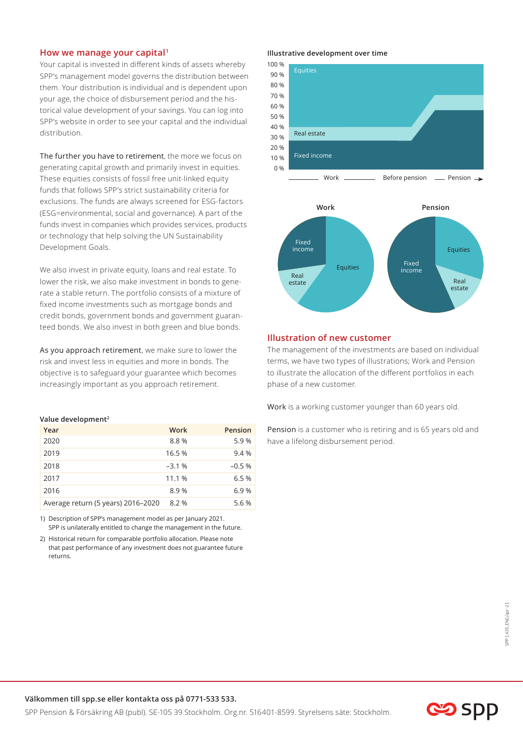## How we manage your capital[1]

Your capital is invested in different kinds of assets whereby SPP's management model governs the distribution between them. Your distribution is individual and is dependent upon your age, the choice of disbursement period and the historical value development of your savings. You can log into SPP's website in order to see your capital and the individual distribution.

The further you have to retirement, the more we focus on generating capital growth and primarily invest in equities. These equities consists of fossil free unit-linked equity funds that follows SPP's strict sustainability criteria for exclusions. The funds are always screened for ESG-factors (ESG=environmental, social and governance). A part of the funds invest in companies which provides services, products or technology that help solving the UN Sustainability Development Goals.

We also invest in private equity, loans and real estate. To lower the risk, we also make investment in bonds to generate a stable return. The portfolio consists of a mixture of fixed income investments such as mortgage bonds and credit bonds, government bonds and government guaranteed bonds. We also invest in both green and blue bonds.

As you approach retirement, we make sure to lower the risk and invest less in equities and more in bonds. The objective is to safeguard your guarantee which becomes increasingly important as you approach retirement.

**Value development[2]**

| Year | Work | Pension |
|---|---|---|
| 2020 | 8.8 % | 5.9 % |
| 2019 | 16.5 % | 9.4 % |
| 2018 | –3.1 % | –0.5 % |
| 2017 | 11.1 % | 6.5 % |
| 2016 | 8.9 % | 6.9 % |
| Average return (5 years) 2016–2020 | 8.2 % | 5.6 % |

1) Description of SPP's management model as per January 2021. SPP is unilaterally entitled to change the management in the future.

2) Historical return for comparable portfolio allocation. Please note that past performance of any investment does not guarantee future returns.

**Illustrative development over time**

100 %
90 %
80 %
70 %
60 %
50 %
40 %
30 %
20 %
10 %
0 %

Equities
Real estate
Fixed income

Work — Before pension — Pension

**Work**

Fixed income
Real estate
Equities

**Pension**

Equities
Fixed income
Real estate

## Illustration of new customer

The management of the investments are based on individual terms, we have two types of illustrations; Work and Pension to illustrate the allocation of the different portfolios in each phase of a new customer.

Work is a working customer younger than 60 years old.

Pension is a customer who is retiring and is 65 years old and have a lifelong disbursement period.

SPP 1435_ENG/apr-21

**Välkommen till spp.se eller kontakta oss på 0771-533 533.**

SPP Pension & Försäkring AB (publ). SE-105 39 Stockholm. Org.nr. 516401-8599. Styrelsens säte: Stockholm.